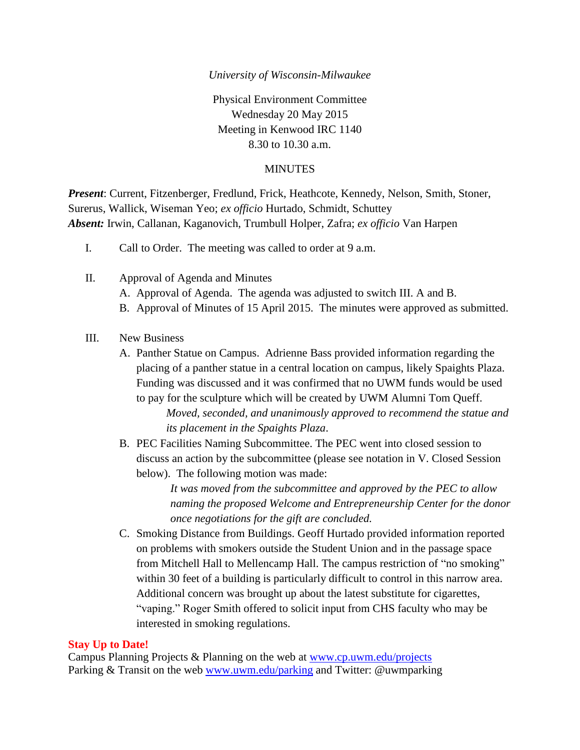*University of Wisconsin-Milwaukee*

Physical Environment Committee
Wednesday 20 May 2015
Meeting in Kenwood IRC 1140
8.30 to 10.30 a.m.

MINUTES

***Present***: Current, Fitzenberger, Fredlund, Frick, Heathcote, Kennedy, Nelson, Smith, Stoner, Surerus, Wallick, Wiseman Yeo; *ex officio* Hurtado, Schmidt, Schuttey
***Absent:*** Irwin, Callanan, Kaganovich, Trumbull Holper, Zafra; *ex officio* Van Harpen

I. Call to Order. The meeting was called to order at 9 a.m.

II. Approval of Agenda and Minutes
   A. Approval of Agenda. The agenda was adjusted to switch III. A and B.
   B. Approval of Minutes of 15 April 2015. The minutes were approved as submitted.

III. New Business
   A. Panther Statue on Campus. Adrienne Bass provided information regarding the placing of a panther statue in a central location on campus, likely Spaights Plaza. Funding was discussed and it was confirmed that no UWM funds would be used to pay for the sculpture which will be created by UWM Alumni Tom Queff.

      *Moved, seconded, and unanimously approved to recommend the statue and its placement in the Spaights Plaza*.

   B. PEC Facilities Naming Subcommittee. The PEC went into closed session to discuss an action by the subcommittee (please see notation in V. Closed Session below). The following motion was made:

      *It was moved from the subcommittee and approved by the PEC to allow naming the proposed Welcome and Entrepreneurship Center for the donor once negotiations for the gift are concluded.*

   C. Smoking Distance from Buildings. Geoff Hurtado provided information reported on problems with smokers outside the Student Union and in the passage space from Mitchell Hall to Mellencamp Hall. The campus restriction of "no smoking" within 30 feet of a building is particularly difficult to control in this narrow area. Additional concern was brought up about the latest substitute for cigarettes, "vaping." Roger Smith offered to solicit input from CHS faculty who may be interested in smoking regulations.

**Stay Up to Date!**
Campus Planning Projects & Planning on the web at www.cp.uwm.edu/projects
Parking & Transit on the web www.uwm.edu/parking and Twitter: @uwmparking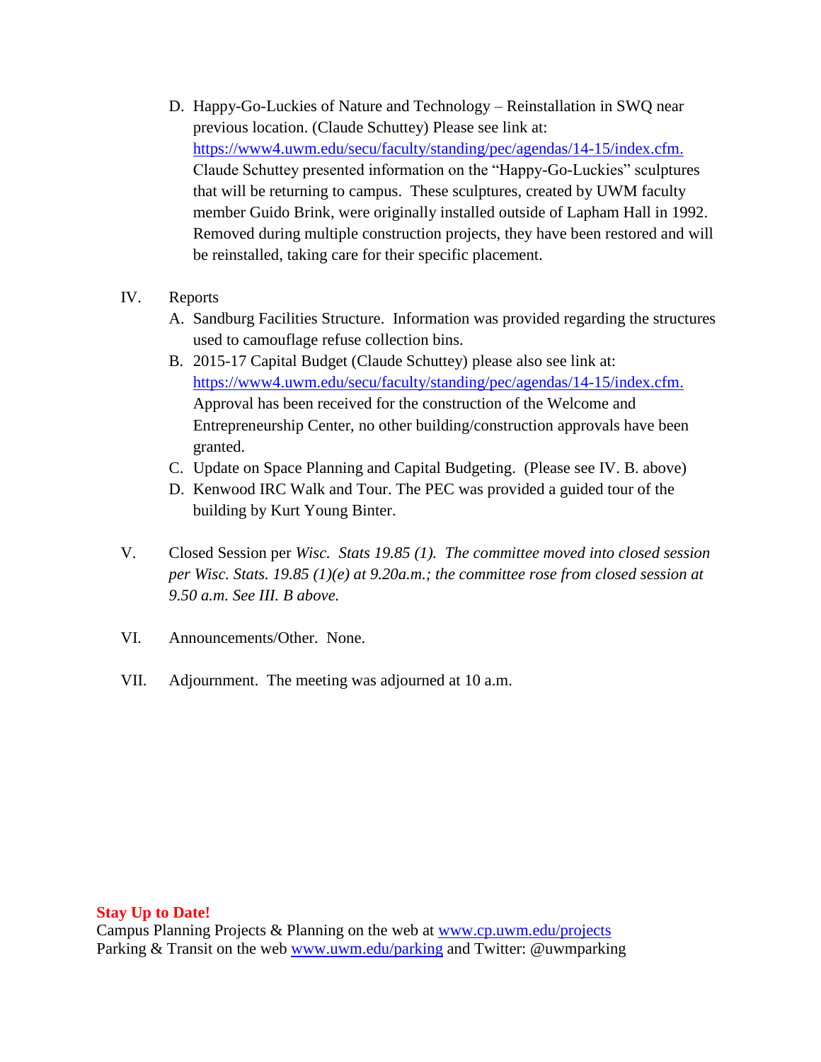D. Happy-Go-Luckies of Nature and Technology – Reinstallation in SWQ near previous location. (Claude Schuttey) Please see link at: [https://www4.uwm.edu/secu/faculty/standing/pec/agendas/14-15/index.cfm.](https://www4.uwm.edu/secu/faculty/standing/pec/agendas/14-15/index.cfm) Claude Schuttey presented information on the "Happy-Go-Luckies" sculptures that will be returning to campus. These sculptures, created by UWM faculty member Guido Brink, were originally installed outside of Lapham Hall in 1992. Removed during multiple construction projects, they have been restored and will be reinstalled, taking care for their specific placement.

IV. Reports

A. Sandburg Facilities Structure. Information was provided regarding the structures used to camouflage refuse collection bins.

B. 2015-17 Capital Budget (Claude Schuttey) please also see link at: [https://www4.uwm.edu/secu/faculty/standing/pec/agendas/14-15/index.cfm.](https://www4.uwm.edu/secu/faculty/standing/pec/agendas/14-15/index.cfm) Approval has been received for the construction of the Welcome and Entrepreneurship Center, no other building/construction approvals have been granted.

C. Update on Space Planning and Capital Budgeting. (Please see IV. B. above)

D. Kenwood IRC Walk and Tour. The PEC was provided a guided tour of the building by Kurt Young Binter.

V. Closed Session per *Wisc. Stats 19.85 (1). The committee moved into closed session per Wisc. Stats. 19.85 (1)(e) at 9.20a.m.; the committee rose from closed session at 9.50 a.m. See III. B above.*

VI. Announcements/Other. None.

VII. Adjournment. The meeting was adjourned at 10 a.m.

**Stay Up to Date!**
Campus Planning Projects & Planning on the web at [www.cp.uwm.edu/projects](http://www.cp.uwm.edu/projects)
Parking & Transit on the web [www.uwm.edu/parking](http://www.uwm.edu/parking) and Twitter: @uwmparking